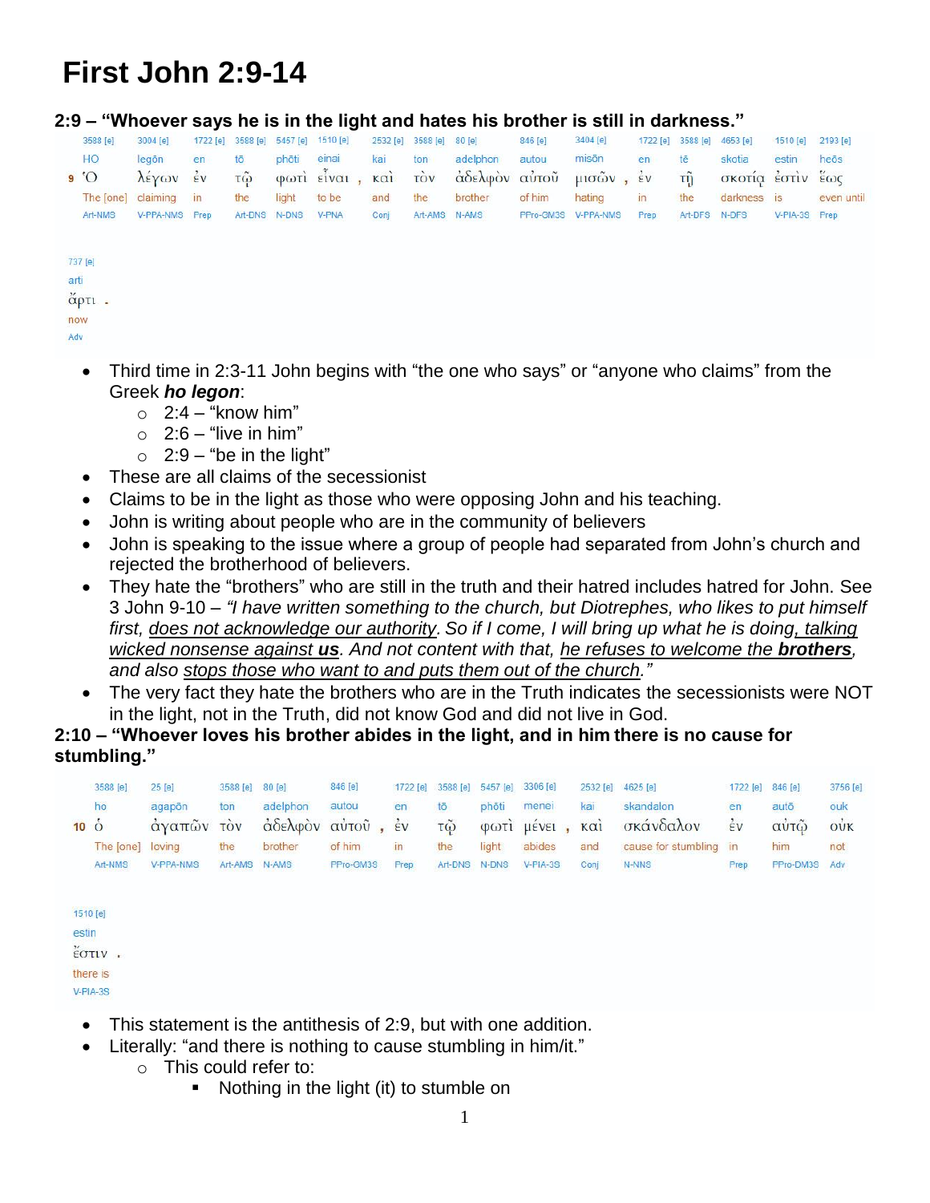# First John 2:9-14

### 2:9 – "Whoever says he is in the light and hates his brother is still in darkness."

| 3588 [e] | 3004 [e] | 1722 [e] | 3588 [e] | 5457 [e] | 1510 [e] | 2532 [e] | 3588 [e] | 80 [e] | 846 [e] | 3404 [e] | 1722 [e] | 3588 [e] | 4653 [e] | 1510 [e] | 2193 [e] | 737 [e] |
|---|---|---|---|---|---|---|---|---|---|---|---|---|---|---|---|---|
| HO | legōn | en | tō | phōti | einai | kai | ton | adelphon | autou | misōn | en | tē | skotia | estin | heōs | arti |
| 9 Ὁ | λέγων | ἐν | τῷ | φωτὶ | εἶναι , | καὶ | τὸν | ἀδελφὸν | αὐτοῦ | μισῶν , | ἐν | τῇ | σκοτίᾳ | ἐστὶν | ἕως | ἄρτι . |
| The [one] | claiming | in | the | light | to be | and | the | brother | of him | hating | in | the | darkness | is | even until | now |
| Art-NMS | V-PPA-NMS | Prep | Art-DNS | N-DNS | V-PNA | Conj | Art-AMS | N-AMS | PPro-GM3S | V-PPA-NMS | Prep | Art-DFS | N-DFS | V-PIA-3S | Prep | Adv |

- Third time in 2:3-11 John begins with "the one who says" or "anyone who claims" from the Greek ***ho legon***:
  - 2:4 – "know him"
  - 2:6 – "live in him"
  - 2:9 – "be in the light"
- These are all claims of the secessionist
- Claims to be in the light as those who were opposing John and his teaching.
- John is writing about people who are in the community of believers
- John is speaking to the issue where a group of people had separated from John's church and rejected the brotherhood of believers.
- They hate the "brothers" who are still in the truth and their hatred includes hatred for John. See 3 John 9-10 – *"I have written something to the church, but Diotrephes, who likes to put himself first, <u>does not acknowledge our authority</u>. So if I come, I will bring up what he is doing<u>, talking wicked nonsense against **us**</u>. And not content with that, <u>he refuses to welcome the **brothers**</u>, and also <u>stops those who want to and puts them out of the church</u>."*
- The very fact they hate the brothers who are in the Truth indicates the secessionists were NOT in the light, not in the Truth, did not know God and did not live in God.

### 2:10 – "Whoever loves his brother abides in the light, and in him there is no cause for stumbling."

| 3588 [e] | 25 [e] | 3588 [e] | 80 [e] | 846 [e] | 1722 [e] | 3588 [e] | 5457 [e] | 3306 [e] | 2532 [e] | 4625 [e] | 1722 [e] | 846 [e] | 3756 [e] | 1510 [e] |
|---|---|---|---|---|---|---|---|---|---|---|---|---|---|---|
| ho | agapōn | ton | adelphon | autou | en | tō | phōti | menei | kai | skandalon | en | autō | ouk | estin |
| 10 ὁ | ἀγαπῶν | τὸν | ἀδελφὸν | αὐτοῦ , | ἐν | τῷ | φωτὶ | μένει , | καὶ | σκάνδαλον | ἐν | αὐτῷ | οὐκ | ἔστιν . |
| The [one] | loving | the | brother | of him | in | the | light | abides | and | cause for stumbling | in | him | not | there is |
| Art-NMS | V-PPA-NMS | Art-AMS | N-AMS | PPro-GM3S | Prep | Art-DNS | N-DNS | V-PIA-3S | Conj | N-NNS | Prep | PPro-DM3S | Adv | V-PIA-3S |

- This statement is the antithesis of 2:9, but with one addition.
- Literally: "and there is nothing to cause stumbling in him/it."
  - This could refer to:
    - Nothing in the light (it) to stumble on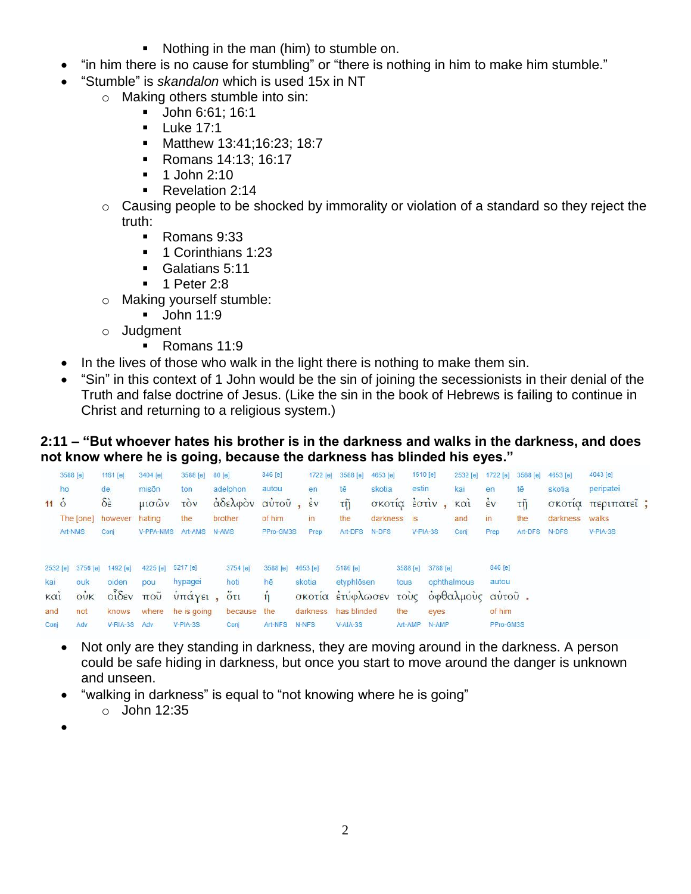- Nothing in the man (him) to stumble on.
- "in him there is no cause for stumbling" or "there is nothing in him to make him stumble."
- "Stumble" is *skandalon* which is used 15x in NT
    - Making others stumble into sin:
        - John 6:61; 16:1
        - Luke 17:1
        - Matthew 13:41;16:23; 18:7
        - Romans 14:13; 16:17
        - 1 John 2:10
        - Revelation 2:14
    - Causing people to be shocked by immorality or violation of a standard so they reject the truth:
        - Romans 9:33
        - 1 Corinthians 1:23
        - Galatians 5:11
        - 1 Peter 2:8
    - Making yourself stumble:
        - John 11:9
    - Judgment
        - Romans 11:9
- In the lives of those who walk in the light there is nothing to make them sin.
- "Sin" in this context of 1 John would be the sin of joining the secessionists in their denial of the Truth and false doctrine of Jesus. (Like the sin in the book of Hebrews is failing to continue in Christ and returning to a religious system.)

**2:11 – "But whoever hates his brother is in the darkness and walks in the darkness, and does not know where he is going, because the darkness has blinded his eyes."**

| | 3588 [e] | 1161 [e] | 3404 [e] | 3588 [e] | 80 [e] | 846 [e] | 1722 [e] | 3588 [e] | 4653 [e] | 1510 [e] | 2532 [e] | 1722 [e] | 3588 [e] | 4653 [e] | 4043 [e] |
|---|---|---|---|---|---|---|---|---|---|---|---|---|---|---|---|
| | ho | de | misōn | ton | adelphon | autou | en | tē | skotia | estin | kai | en | tē | skotia | peripatei |
| 11 | ὁ | δὲ | μισῶν | τὸν | ἀδελφὸν | αὐτοῦ , | ἐν | τῇ | σκοτίᾳ | ἐστὶν , | καὶ | ἐν | τῇ | σκοτίᾳ | περιπατεῖ ; |
| | The [one] | however | hating | the | brother | of him | in | the | darkness | is | and | in | the | darkness | walks |
| | Art-NMS | Conj | V-PPA-NMS | Art-AMS | N-AMS | PPro-GM3S | Prep | Art-DFS | N-DFS | V-PIA-3S | Conj | Prep | Art-DFS | N-DFS | V-PIA-3S |

| 2532 [e] | 3756 [e] | 1492 [e] | 4225 [e] | 5217 [e] | 3754 [e] | 3588 [e] | 4653 [e] | 5186 [e] | 3588 [e] | 3788 [e] | 846 [e] |
|---|---|---|---|---|---|---|---|---|---|---|---|
| kai | ouk | oiden | pou | hypagei | hoti | hē | skotia | etyphlōsen | tous | ophthalmous | autou |
| καὶ | οὐκ | οἶδεν | ποῦ | ὑπάγει , | ὅτι | ἡ | σκοτία | ἐτύφλωσεν | τοὺς | ὀφθαλμοὺς | αὐτοῦ . |
| and | not | knows | where | he is going | because | the | darkness | has blinded | the | eyes | of him |
| Conj | Adv | V-RIA-3S | Adv | V-PIA-3S | Conj | Art-NFS | N-NFS | V-AIA-3S | Art-AMP | N-AMP | PPro-GM3S |

- Not only are they standing in darkness, they are moving around in the darkness. A person could be safe hiding in darkness, but once you start to move around the danger is unknown and unseen.
- "walking in darkness" is equal to "not knowing where he is going"
    - John 12:35
-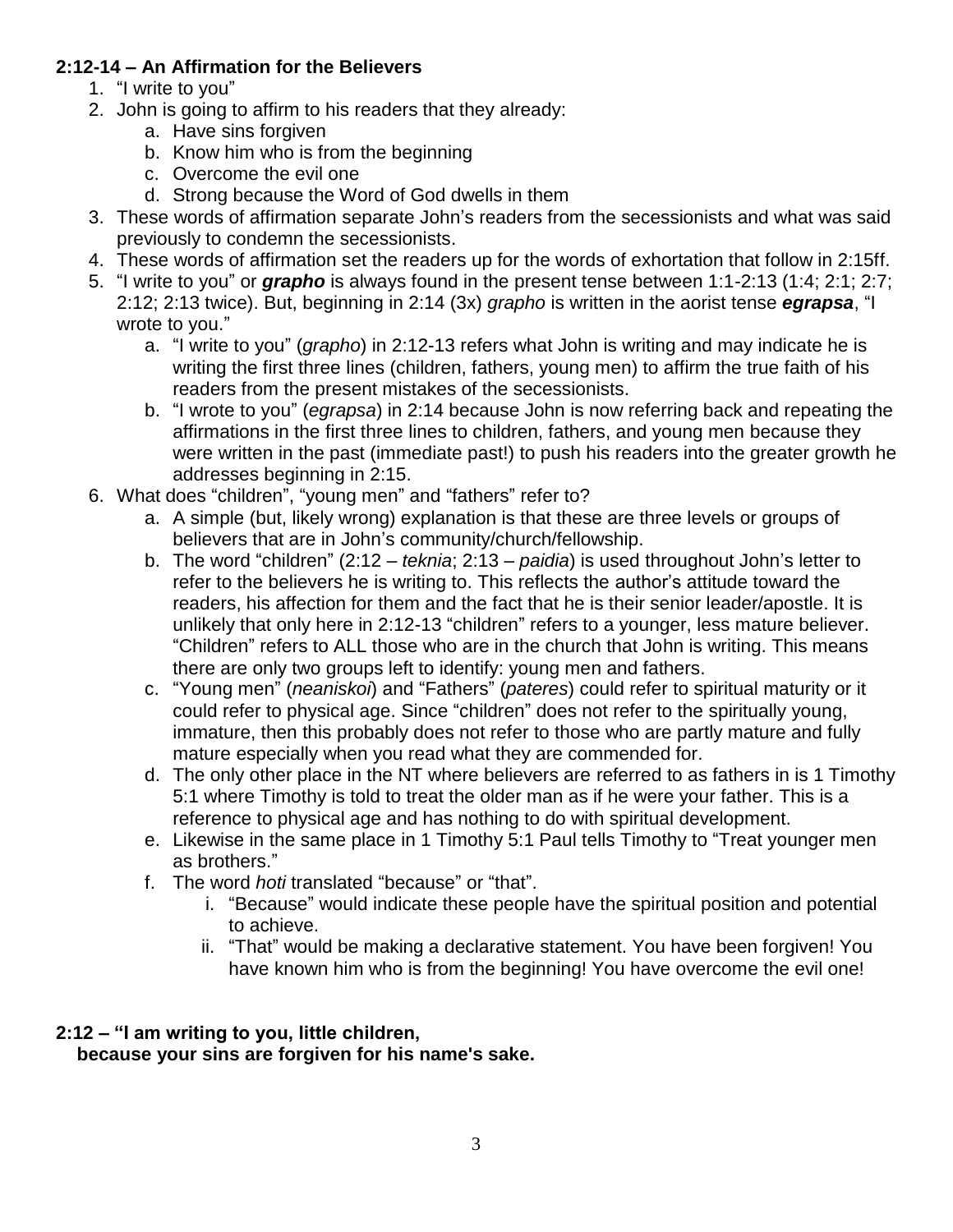**2:12-14 – An Affirmation for the Believers**

1. "I write to you"
2. John is going to affirm to his readers that they already:
   a. Have sins forgiven
   b. Know him who is from the beginning
   c. Overcome the evil one
   d. Strong because the Word of God dwells in them
3. These words of affirmation separate John's readers from the secessionists and what was said previously to condemn the secessionists.
4. These words of affirmation set the readers up for the words of exhortation that follow in 2:15ff.
5. "I write to you" or ***grapho*** is always found in the present tense between 1:1-2:13 (1:4; 2:1; 2:7; 2:12; 2:13 twice). But, beginning in 2:14 (3x) *grapho* is written in the aorist tense ***egrapsa***, "I wrote to you."
   a. "I write to you" (*grapho*) in 2:12-13 refers what John is writing and may indicate he is writing the first three lines (children, fathers, young men) to affirm the true faith of his readers from the present mistakes of the secessionists.
   b. "I wrote to you" (*egrapsa*) in 2:14 because John is now referring back and repeating the affirmations in the first three lines to children, fathers, and young men because they were written in the past (immediate past!) to push his readers into the greater growth he addresses beginning in 2:15.
6. What does "children", "young men" and "fathers" refer to?
   a. A simple (but, likely wrong) explanation is that these are three levels or groups of believers that are in John's community/church/fellowship.
   b. The word "children" (2:12 – *teknia*; 2:13 – *paidia*) is used throughout John's letter to refer to the believers he is writing to. This reflects the author's attitude toward the readers, his affection for them and the fact that he is their senior leader/apostle. It is unlikely that only here in 2:12-13 "children" refers to a younger, less mature believer. "Children" refers to ALL those who are in the church that John is writing. This means there are only two groups left to identify: young men and fathers.
   c. "Young men" (*neaniskoi*) and "Fathers" (*pateres*) could refer to spiritual maturity or it could refer to physical age. Since "children" does not refer to the spiritually young, immature, then this probably does not refer to those who are partly mature and fully mature especially when you read what they are commended for.
   d. The only other place in the NT where believers are referred to as fathers in is 1 Timothy 5:1 where Timothy is told to treat the older man as if he were your father. This is a reference to physical age and has nothing to do with spiritual development.
   e. Likewise in the same place in 1 Timothy 5:1 Paul tells Timothy to "Treat younger men as brothers."
   f. The word *hoti* translated "because" or "that".
      i. "Because" would indicate these people have the spiritual position and potential to achieve.
      ii. "That" would be making a declarative statement. You have been forgiven! You have known him who is from the beginning! You have overcome the evil one!

**2:12 – "I am writing to you, little children,**
**because your sins are forgiven for his name's sake.**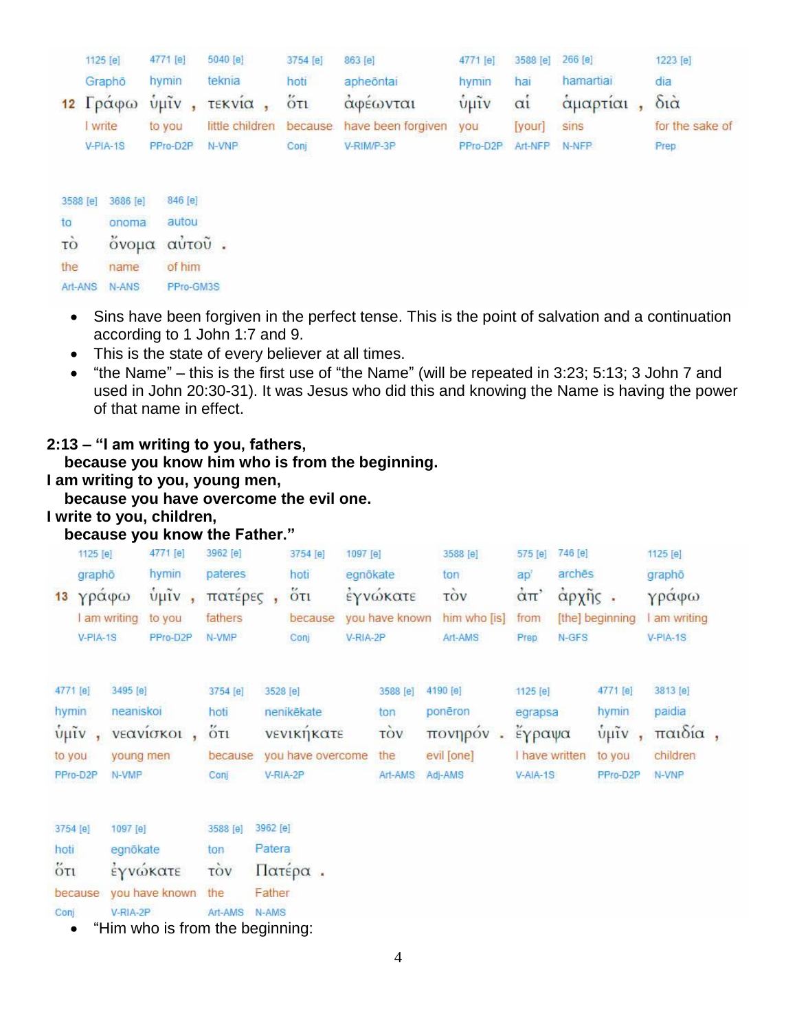| 1125 [e] | 4771 [e] | 5040 [e] | 3754 [e] | 863 [e] | 4771 [e] | 3588 [e] | 266 [e] | 1223 [e] |
|---|---|---|---|---|---|---|---|---|
| Graphō | hymin | teknia | hoti | apheōntai | hymin | hai | hamartiai | dia |
| **12** Γράφω | ὑμῖν , | τεκνία , | ὅτι | ἀφέωνται | ὑμῖν | αἱ | ἁμαρτίαι , | διὰ |
| I write | to you | little children | because | have been forgiven | you | [your] | sins | for the sake of |
| V-PIA-1S | PPro-D2P | N-VNP | Conj | V-RIM/P-3P | PPro-D2P | Art-NFP | N-NFP | Prep |

| 3588 [e] | 3686 [e] | 846 [e] |
|---|---|---|
| to | onoma | autou |
| τὸ | ὄνομα | αὐτοῦ . |
| the | name | of him |
| Art-ANS | N-ANS | PPro-GM3S |

- Sins have been forgiven in the perfect tense. This is the point of salvation and a continuation according to 1 John 1:7 and 9.
- This is the state of every believer at all times.
- "the Name" – this is the first use of "the Name" (will be repeated in 3:23; 5:13; 3 John 7 and used in John 20:30-31). It was Jesus who did this and knowing the Name is having the power of that name in effect.

**2:13 – "I am writing to you, fathers,**
**because you know him who is from the beginning.**
**I am writing to you, young men,**
**because you have overcome the evil one.**
**I write to you, children,**
**because you know the Father."**

| 1125 [e] | 4771 [e] | 3962 [e] | 3754 [e] | 1097 [e] | 3588 [e] | 575 [e] | 746 [e] | 1125 [e] |
|---|---|---|---|---|---|---|---|---|
| graphō | hymin | pateres | hoti | egnōkate | ton | ap' | archēs | graphō |
| **13** γράφω | ὑμῖν , | πατέρες , | ὅτι | ἐγνώκατε | τὸν | ἀπ' | ἀρχῆς . | γράφω |
| I am writing | to you | fathers | because | you have known | him who [is] | from | [the] beginning | I am writing |
| V-PIA-1S | PPro-D2P | N-VMP | Conj | V-RIA-2P | Art-AMS | Prep | N-GFS | V-PIA-1S |

| 4771 [e] | 3495 [e] | 3754 [e] | 3528 [e] | 3588 [e] | 4190 [e] | 1125 [e] | 4771 [e] | 3813 [e] |
|---|---|---|---|---|---|---|---|---|
| hymin | neaniskoi | hoti | nenikēkate | ton | ponēron | egrapsa | hymin | paidia |
| ὑμῖν , | νεανίσκοι , | ὅτι | νενικήκατε | τὸν | πονηρόν . | ἔγραψα | ὑμῖν , | παιδία , |
| to you | young men | because | you have overcome | the | evil [one] | I have written | to you | children |
| PPro-D2P | N-VMP | Conj | V-RIA-2P | Art-AMS | Adj-AMS | V-AIA-1S | PPro-D2P | N-VNP |

| 3754 [e] | 1097 [e] | 3588 [e] | 3962 [e] |
|---|---|---|---|
| hoti | egnōkate | ton | Patera |
| ὅτι | ἐγνώκατε | τὸν | Πατέρα . |
| because | you have known | the | Father |
| Conj | V-RIA-2P | Art-AMS | N-AMS |

- "Him who is from the beginning: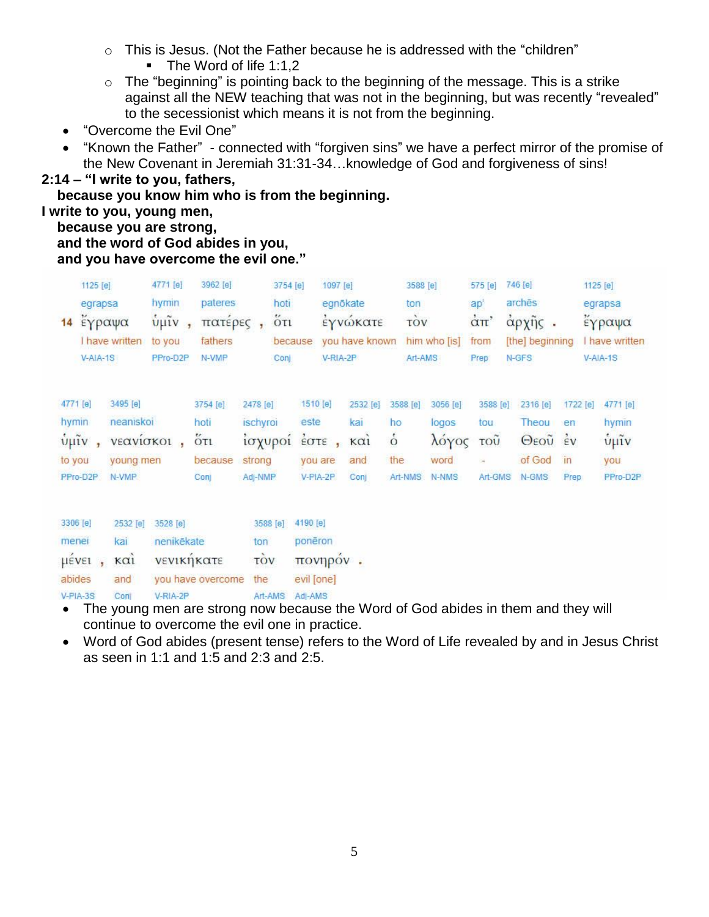- This is Jesus. (Not the Father because he is addressed with the "children"
    - The Word of life 1:1,2
  - The "beginning" is pointing back to the beginning of the message. This is a strike against all the NEW teaching that was not in the beginning, but was recently "revealed" to the secessionist which means it is not from the beginning.
- "Overcome the Evil One"
- "Known the Father" - connected with "forgiven sins" we have a perfect mirror of the promise of the New Covenant in Jeremiah 31:31-34…knowledge of God and forgiveness of sins!

**2:14 – "I write to you, fathers,**
**because you know him who is from the beginning.**
**I write to you, young men,**
**because you are strong,**
**and the word of God abides in you,**
**and you have overcome the evil one."**

| | | | | | | | | | |
|---|---|---|---|---|---|---|---|---|---|
| 1125 [e] | 4771 [e] | 3962 [e] | 3754 [e] | 1097 [e] | 3588 [e] | 575 [e] | 746 [e] | 1125 [e] |
| egrapsa | hymin | pateres | hoti | egnōkate | ton | ap' | archēs | egrapsa |
| 14 ἔγραψα | ὑμῖν , | πατέρες , | ὅτι | ἐγνώκατε | τὸν | ἀπ' | ἀρχῆς . | ἔγραψα |
| I have written | to you | fathers | because | you have known | him who [is] | from | [the] beginning | I have written |
| V-AIA-1S | PPro-D2P | N-VMP | Conj | V-RIA-2P | Art-AMS | Prep | N-GFS | V-AIA-1S |

| | | | | | | | | | | | | |
|---|---|---|---|---|---|---|---|---|---|---|---|---|
| 4771 [e] | 3495 [e] | 3754 [e] | 2478 [e] | 1510 [e] | 2532 [e] | 3588 [e] | 3056 [e] | 3588 [e] | 2316 [e] | 1722 [e] | 4771 [e] |
| hymin | neaniskoi | hoti | ischyroi | este | kai | ho | logos | tou | Theou | en | hymin |
| ὑμῖν , | νεανίσκοι , | ὅτι | ἰσχυροί | ἐστε , | καὶ | ὁ | λόγος | τοῦ | Θεοῦ | ἐν | ὑμῖν |
| to you | young men | because | strong | you are | and | the | word | - | of God | in | you |
| PPro-D2P | N-VMP | Conj | Adj-NMP | V-PIA-2P | Conj | Art-NMS | N-NMS | Art-GMS | N-GMS | Prep | PPro-D2P |

| | | | | |
|---|---|---|---|---|
| 3306 [e] | 2532 [e] | 3528 [e] | 3588 [e] | 4190 [e] |
| menei | kai | nenikēkate | ton | ponēron |
| μένει , | καὶ | νενικήκατε | τὸν | πονηρόν . |
| abides | and | you have overcome | the | evil [one] |
| V-PIA-3S | Conj | V-RIA-2P | Art-AMS | Adj-AMS |

- The young men are strong now because the Word of God abides in them and they will continue to overcome the evil one in practice.
- Word of God abides (present tense) refers to the Word of Life revealed by and in Jesus Christ as seen in 1:1 and 1:5 and 2:3 and 2:5.